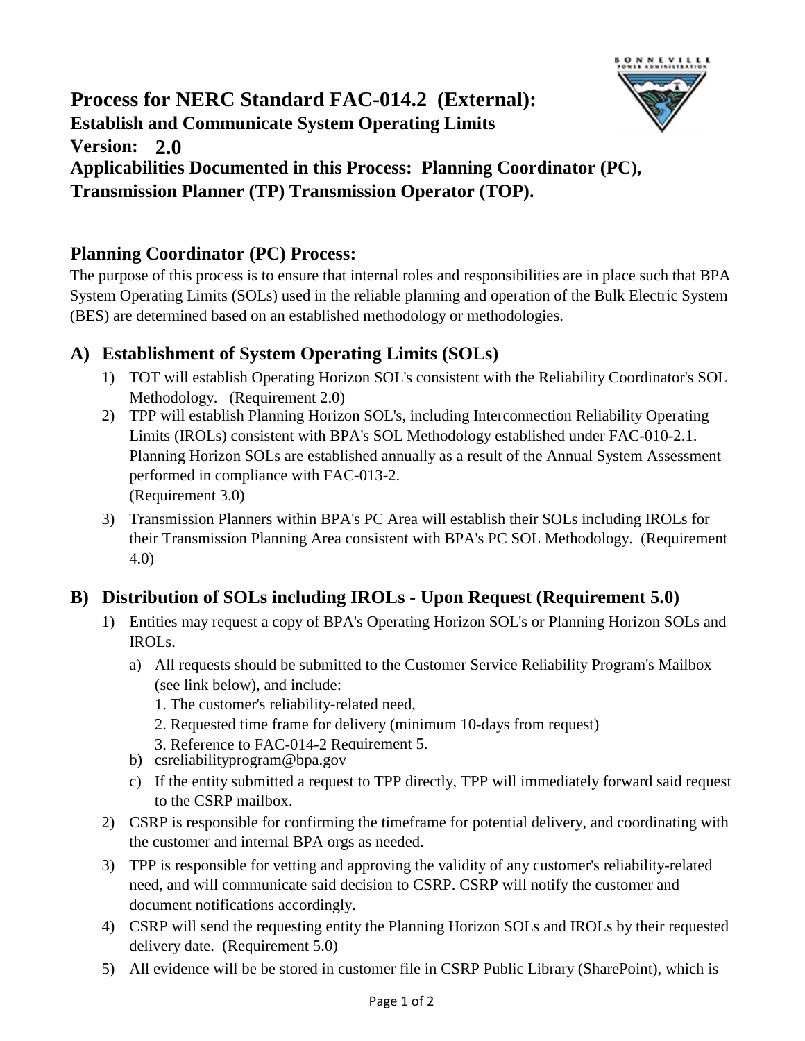# Process for NERC Standard FAC-014.2 (External):

**Establish and Communicate System Operating Limits**

**Version: 2.0**

**Applicabilities Documented in this Process: Planning Coordinator (PC), Transmission Planner (TP) Transmission Operator (TOP).**

## Planning Coordinator (PC) Process:

The purpose of this process is to ensure that internal roles and responsibilities are in place such that BPA System Operating Limits (SOLs) used in the reliable planning and operation of the Bulk Electric System (BES) are determined based on an established methodology or methodologies.

## A) Establishment of System Operating Limits (SOLs)

1) TOT will establish Operating Horizon SOL's consistent with the Reliability Coordinator's SOL Methodology. (Requirement 2.0)
2) TPP will establish Planning Horizon SOL's, including Interconnection Reliability Operating Limits (IROLs) consistent with BPA's SOL Methodology established under FAC-010-2.1. Planning Horizon SOLs are established annually as a result of the Annual System Assessment performed in compliance with FAC-013-2.
   (Requirement 3.0)
3) Transmission Planners within BPA's PC Area will establish their SOLs including IROLs for their Transmission Planning Area consistent with BPA's PC SOL Methodology. (Requirement 4.0)

## B) Distribution of SOLs including IROLs - Upon Request (Requirement 5.0)

1) Entities may request a copy of BPA's Operating Horizon SOL's or Planning Horizon SOLs and IROLs.
   a) All requests should be submitted to the Customer Service Reliability Program's Mailbox (see link below), and include:
      1. The customer's reliability-related need,
      2. Requested time frame for delivery (minimum 10-days from request)
      3. Reference to FAC-014-2 Requirement 5.
   b) csreliabilityprogram@bpa.gov
   c) If the entity submitted a request to TPP directly, TPP will immediately forward said request to the CSRP mailbox.
2) CSRP is responsible for confirming the timeframe for potential delivery, and coordinating with the customer and internal BPA orgs as needed.
3) TPP is responsible for vetting and approving the validity of any customer's reliability-related need, and will communicate said decision to CSRP. CSRP will notify the customer and document notifications accordingly.
4) CSRP will send the requesting entity the Planning Horizon SOLs and IROLs by their requested delivery date. (Requirement 5.0)
5) All evidence will be be stored in customer file in CSRP Public Library (SharePoint), which is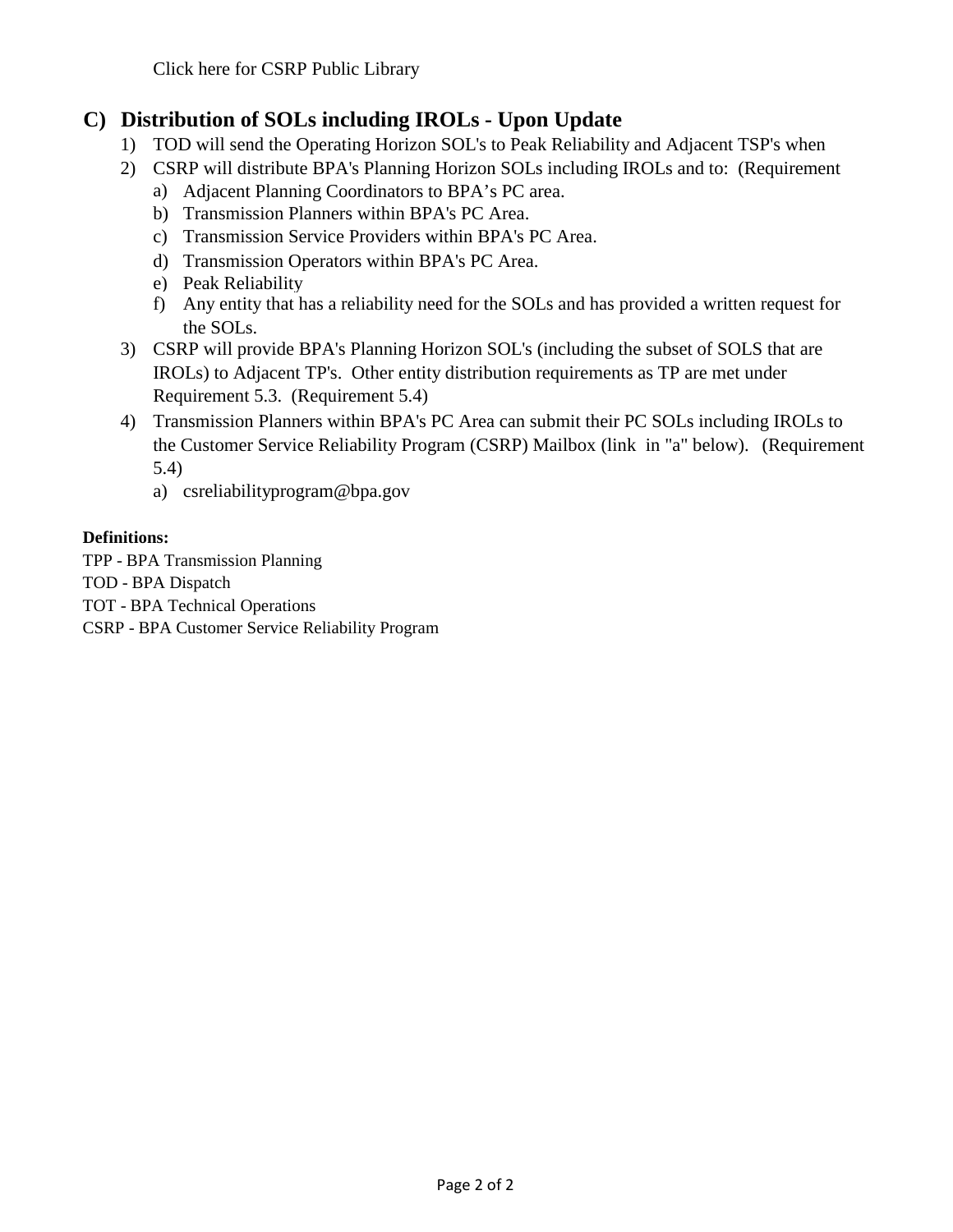Click here for CSRP Public Library

## C) Distribution of SOLs including IROLs - Upon Update

1) TOD will send the Operating Horizon SOL's to Peak Reliability and Adjacent TSP's when
2) CSRP will distribute BPA's Planning Horizon SOLs including IROLs and to: (Requirement
   a) Adjacent Planning Coordinators to BPA's PC area.
   b) Transmission Planners within BPA's PC Area.
   c) Transmission Service Providers within BPA's PC Area.
   d) Transmission Operators within BPA's PC Area.
   e) Peak Reliability
   f) Any entity that has a reliability need for the SOLs and has provided a written request for the SOLs.
3) CSRP will provide BPA's Planning Horizon SOL's (including the subset of SOLS that are IROLs) to Adjacent TP's. Other entity distribution requirements as TP are met under Requirement 5.3. (Requirement 5.4)
4) Transmission Planners within BPA's PC Area can submit their PC SOLs including IROLs to the Customer Service Reliability Program (CSRP) Mailbox (link in "a" below). (Requirement 5.4)
   a) csreliabilityprogram@bpa.gov

**Definitions:**

TPP - BPA Transmission Planning

TOD - BPA Dispatch

TOT - BPA Technical Operations

CSRP - BPA Customer Service Reliability Program